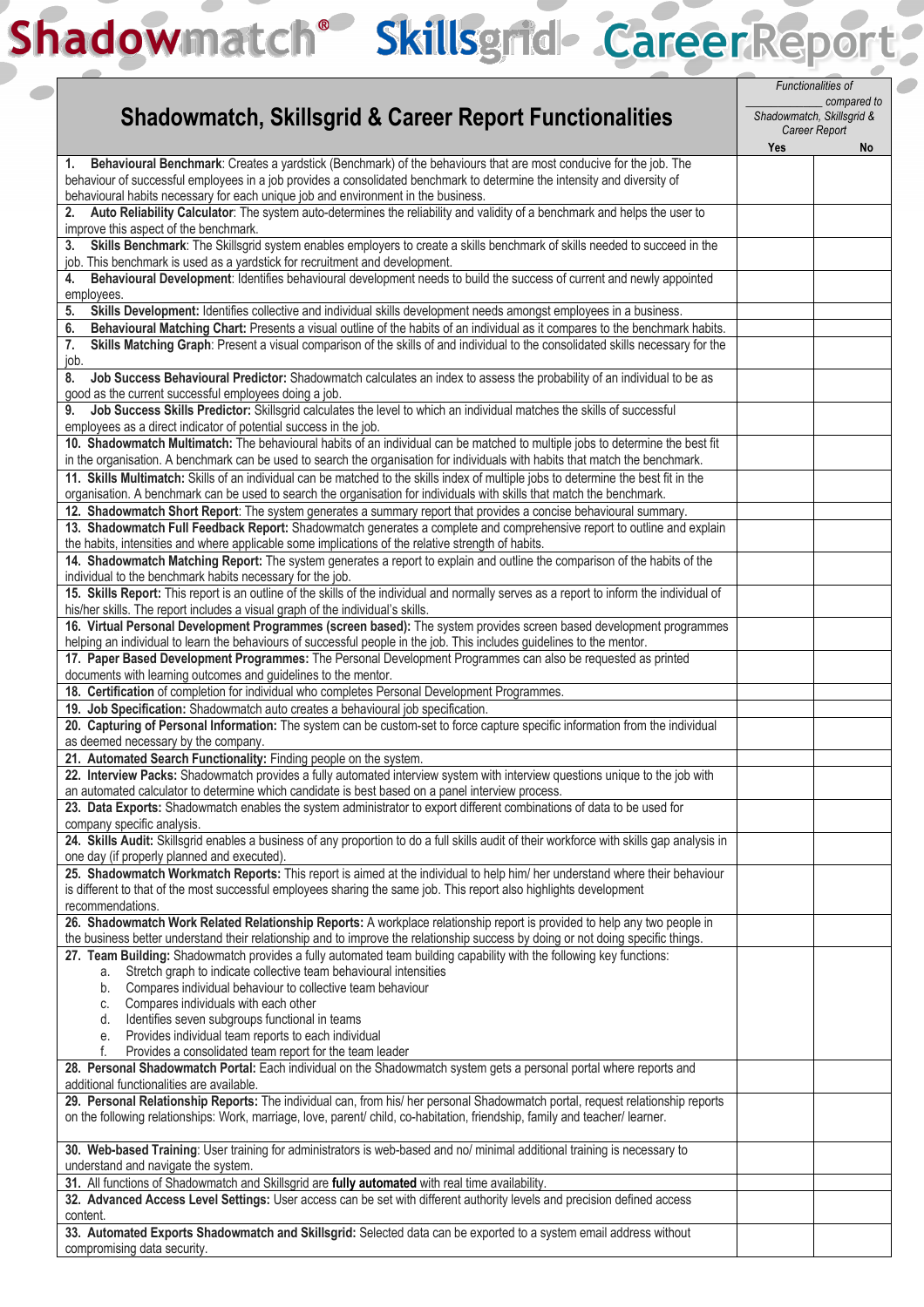# Shadowmatch® Skillsgrid CareerReport

| Shadowmatch, Skillsgrid & Career Report Functionalities | Functionalities of ____________ compared to Shadowmatch, Skillsgrid & Career Report | |
|---|---|---|
| | Yes | No |
| 1. **Behavioural Benchmark**: Creates a yardstick (Benchmark) of the behaviours that are most conducive for the job. The behaviour of successful employees in a job provides a consolidated benchmark to determine the intensity and diversity of behavioural habits necessary for each unique job and environment in the business. | | |
| 2. **Auto Reliability Calculator**: The system auto-determines the reliability and validity of a benchmark and helps the user to improve this aspect of the benchmark. | | |
| 3. **Skills Benchmark**: The Skillsgrid system enables employers to create a skills benchmark of skills needed to succeed in the job. This benchmark is used as a yardstick for recruitment and development. | | |
| 4. **Behavioural Development**: Identifies behavioural development needs to build the success of current and newly appointed employees. | | |
| 5. **Skills Development:** Identifies collective and individual skills development needs amongst employees in a business. | | |
| 6. **Behavioural Matching Chart:** Presents a visual outline of the habits of an individual as it compares to the benchmark habits. | | |
| 7. **Skills Matching Graph**: Present a visual comparison of the skills of and individual to the consolidated skills necessary for the job. | | |
| 8. **Job Success Behavioural Predictor:** Shadowmatch calculates an index to assess the probability of an individual to be as good as the current successful employees doing a job. | | |
| 9. **Job Success Skills Predictor:** Skillsgrid calculates the level to which an individual matches the skills of successful employees as a direct indicator of potential success in the job. | | |
| 10. **Shadowmatch Multimatch:** The behavioural habits of an individual can be matched to multiple jobs to determine the best fit in the organisation. A benchmark can be used to search the organisation for individuals with habits that match the benchmark. | | |
| 11. **Skills Multimatch:** Skills of an individual can be matched to the skills index of multiple jobs to determine the best fit in the organisation. A benchmark can be used to search the organisation for individuals with skills that match the benchmark. | | |
| 12. **Shadowmatch Short Report**: The system generates a summary report that provides a concise behavioural summary. | | |
| 13. **Shadowmatch Full Feedback Report:** Shadowmatch generates a complete and comprehensive report to outline and explain the habits, intensities and where applicable some implications of the relative strength of habits. | | |
| 14. **Shadowmatch Matching Report:** The system generates a report to explain and outline the comparison of the habits of the individual to the benchmark habits necessary for the job. | | |
| 15. **Skills Report:** This report is an outline of the skills of the individual and normally serves as a report to inform the individual of his/her skills. The report includes a visual graph of the individual's skills. | | |
| 16. **Virtual Personal Development Programmes (screen based):** The system provides screen based development programmes helping an individual to learn the behaviours of successful people in the job. This includes guidelines to the mentor. | | |
| 17. **Paper Based Development Programmes:** The Personal Development Programmes can also be requested as printed documents with learning outcomes and guidelines to the mentor. | | |
| 18. **Certification** of completion for individual who completes Personal Development Programmes. | | |
| 19. **Job Specification:** Shadowmatch auto creates a behavioural job specification. | | |
| 20. **Capturing of Personal Information:** The system can be custom-set to force capture specific information from the individual as deemed necessary by the company. | | |
| 21. **Automated Search Functionality:** Finding people on the system. | | |
| 22. **Interview Packs:** Shadowmatch provides a fully automated interview system with interview questions unique to the job with an automated calculator to determine which candidate is best based on a panel interview process. | | |
| 23. **Data Exports:** Shadowmatch enables the system administrator to export different combinations of data to be used for company specific analysis. | | |
| 24. **Skills Audit:** Skillsgrid enables a business of any proportion to do a full skills audit of their workforce with skills gap analysis in one day (if properly planned and executed). | | |
| 25. **Shadowmatch Workmatch Reports:** This report is aimed at the individual to help him/ her understand where their behaviour is different to that of the most successful employees sharing the same job. This report also highlights development recommendations. | | |
| 26. **Shadowmatch Work Related Relationship Reports:** A workplace relationship report is provided to help any two people in the business better understand their relationship and to improve the relationship success by doing or not doing specific things. | | |
| 27. **Team Building:** Shadowmatch provides a fully automated team building capability with the following key functions:<br>a. Stretch graph to indicate collective team behavioural intensities<br>b. Compares individual behaviour to collective team behaviour<br>c. Compares individuals with each other<br>d. Identifies seven subgroups functional in teams<br>e. Provides individual team reports to each individual<br>f. Provides a consolidated team report for the team leader | | |
| 28. **Personal Shadowmatch Portal:** Each individual on the Shadowmatch system gets a personal portal where reports and additional functionalities are available. | | |
| 29. **Personal Relationship Reports:** The individual can, from his/ her personal Shadowmatch portal, request relationship reports on the following relationships: Work, marriage, love, parent/ child, co-habitation, friendship, family and teacher/ learner. | | |
| 30. **Web-based Training**: User training for administrators is web-based and no/ minimal additional training is necessary to understand and navigate the system. | | |
| 31. All functions of Shadowmatch and Skillsgrid are **fully automated** with real time availability. | | |
| 32. **Advanced Access Level Settings:** User access can be set with different authority levels and precision defined access content. | | |
| 33. **Automated Exports Shadowmatch and Skillsgrid:** Selected data can be exported to a system email address without compromising data security. | | |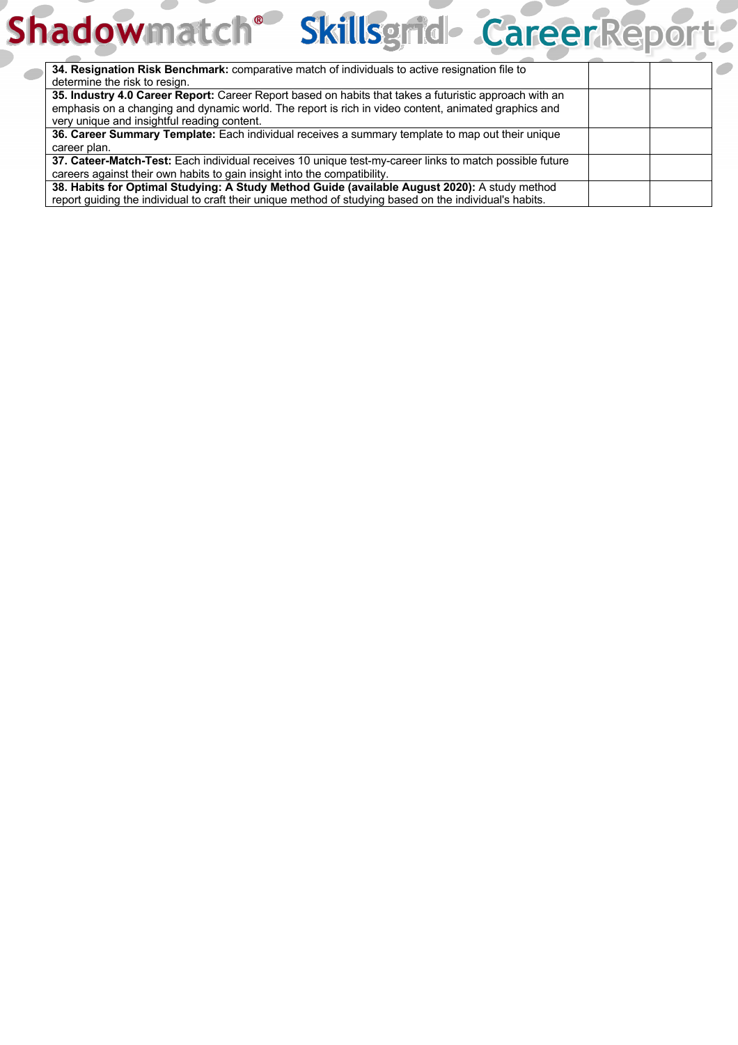| | | |
|---|---|---|
| **34. Resignation Risk Benchmark:** comparative match of individuals to active resignation file to determine the risk to resign. | | |
| **35. Industry 4.0 Career Report:** Career Report based on habits that takes a futuristic approach with an emphasis on a changing and dynamic world. The report is rich in video content, animated graphics and very unique and insightful reading content. | | |
| **36. Career Summary Template:** Each individual receives a summary template to map out their unique career plan. | | |
| **37. Cateer-Match-Test:** Each individual receives 10 unique test-my-career links to match possible future careers against their own habits to gain insight into the compatibility. | | |
| **38. Habits for Optimal Studying: A Study Method Guide (available August 2020):** A study method report guiding the individual to craft their unique method of studying based on the individual's habits. | | |